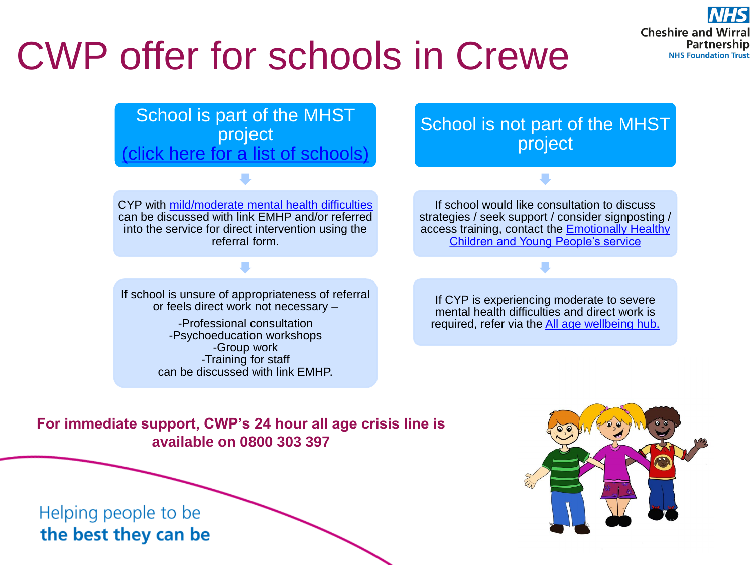# CWP offer for schools in Crewe

## School is part of the MHST project
(click here for a list of schools)

CYP with mild/moderate mental health difficulties can be discussed with link EMHP and/or referred into the service for direct intervention using the referral form.

If school is unsure of appropriateness of referral or feels direct work not necessary –

-Professional consultation
-Psychoeducation workshops
-Group work
-Training for staff
can be discussed with link EMHP.

## School is not part of the MHST project

If school would like consultation to discuss strategies / seek support / consider signposting / access training, contact the Emotionally Healthy Children and Young People's service

If CYP is experiencing moderate to severe mental health difficulties and direct work is required, refer via the All age wellbeing hub.

**For immediate support, CWP's 24 hour all age crisis line is available on 0800 303 397**

Helping people to be
**the best they can be**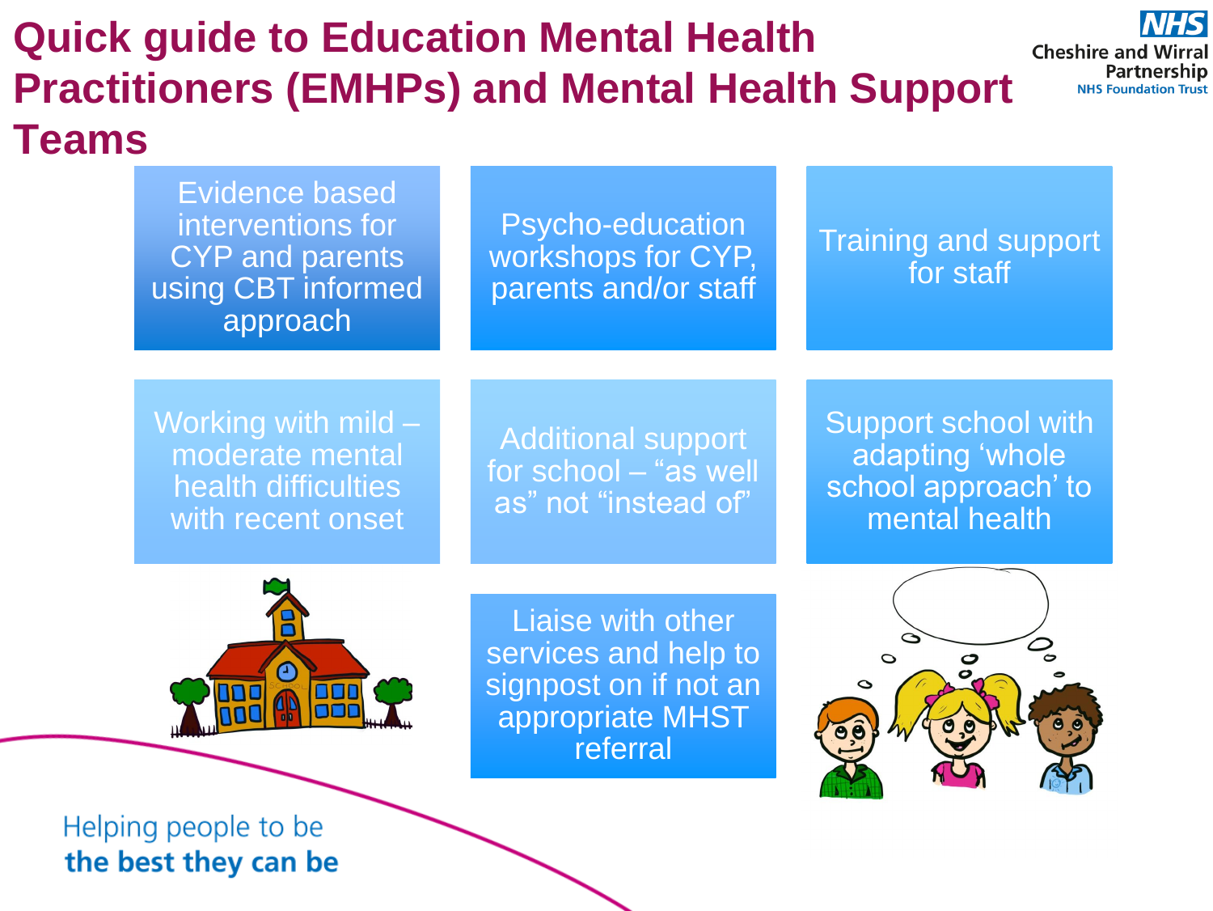# Quick guide to Education Mental Health Practitioners (EMHPs) and Mental Health Support Teams

NHS Cheshire and Wirral Partnership NHS Foundation Trust

- Evidence based interventions for CYP and parents using CBT informed approach
- Psycho-education workshops for CYP, parents and/or staff
- Training and support for staff
- Working with mild – moderate mental health difficulties with recent onset
- Additional support for school – "as well as" not "instead of"
- Support school with adapting 'whole school approach' to mental health
- Liaise with other services and help to signpost on if not an appropriate MHST referral

Helping people to be **the best they can be**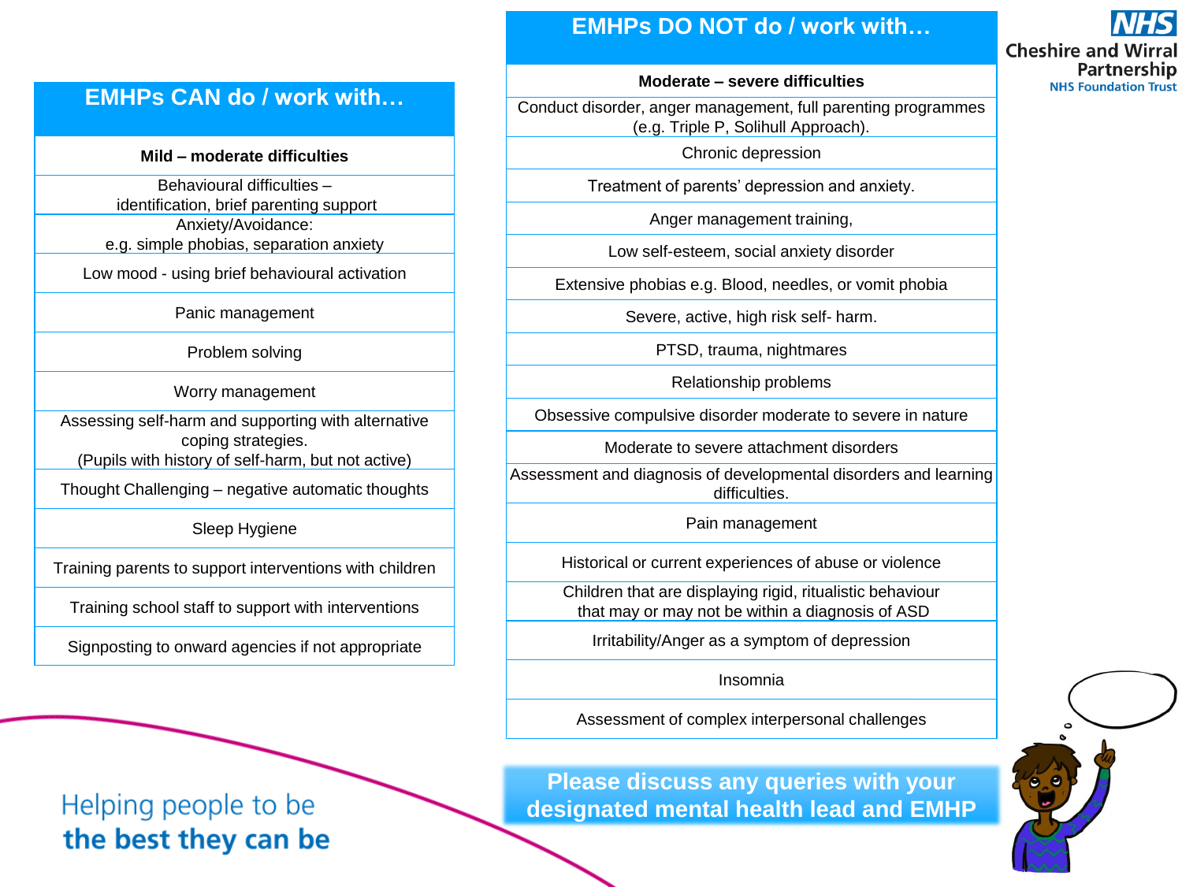## EMHPs CAN do / work with…

| Mild – moderate difficulties |
|---|
| Behavioural difficulties – identification, brief parenting support |
| Anxiety/Avoidance: e.g. simple phobias, separation anxiety |
| Low mood - using brief behavioural activation |
| Panic management |
| Problem solving |
| Worry management |
| Assessing self-harm and supporting with alternative coping strategies. (Pupils with history of self-harm, but not active) |
| Thought Challenging – negative automatic thoughts |
| Sleep Hygiene |
| Training parents to support interventions with children |
| Training school staff to support with interventions |
| Signposting to onward agencies if not appropriate |

## EMHPs DO NOT do / work with…

| Moderate – severe difficulties |
|---|
| Conduct disorder, anger management, full parenting programmes (e.g. Triple P, Solihull Approach). |
| Chronic depression |
| Treatment of parents' depression and anxiety. |
| Anger management training, |
| Low self-esteem, social anxiety disorder |
| Extensive phobias e.g. Blood, needles, or vomit phobia |
| Severe, active, high risk self- harm. |
| PTSD, trauma, nightmares |
| Relationship problems |
| Obsessive compulsive disorder moderate to severe in nature |
| Moderate to severe attachment disorders |
| Assessment and diagnosis of developmental disorders and learning difficulties. |
| Pain management |
| Historical or current experiences of abuse or violence |
| Children that are displaying rigid, ritualistic behaviour that may or may not be within a diagnosis of ASD |
| Irritability/Anger as a symptom of depression |
| Insomnia |
| Assessment of complex interpersonal challenges |

**Please discuss any queries with your designated mental health lead and EMHP**

NHS Cheshire and Wirral Partnership NHS Foundation Trust

Helping people to be **the best they can be**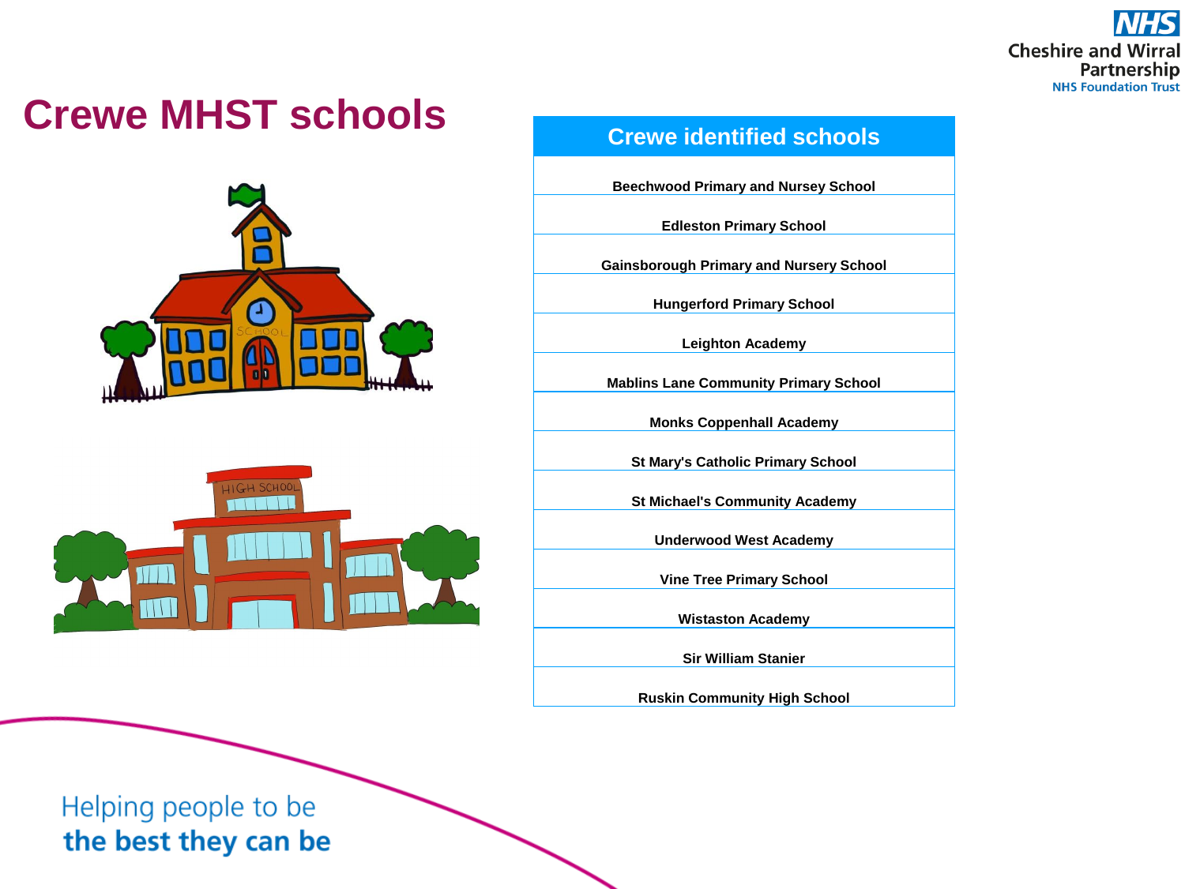# Crewe MHST schools

| Crewe identified schools |
| --- |
| Beechwood Primary and Nursey School |
| Edleston Primary School |
| Gainsborough Primary and Nursery School |
| Hungerford Primary School |
| Leighton Academy |
| Mablins Lane Community Primary School |
| Monks Coppenhall Academy |
| St Mary's Catholic Primary School |
| St Michael's Community Academy |
| Underwood West Academy |
| Vine Tree Primary School |
| Wistaston Academy |
| Sir William Stanier |
| Ruskin Community High School |

Helping people to be
**the best they can be**